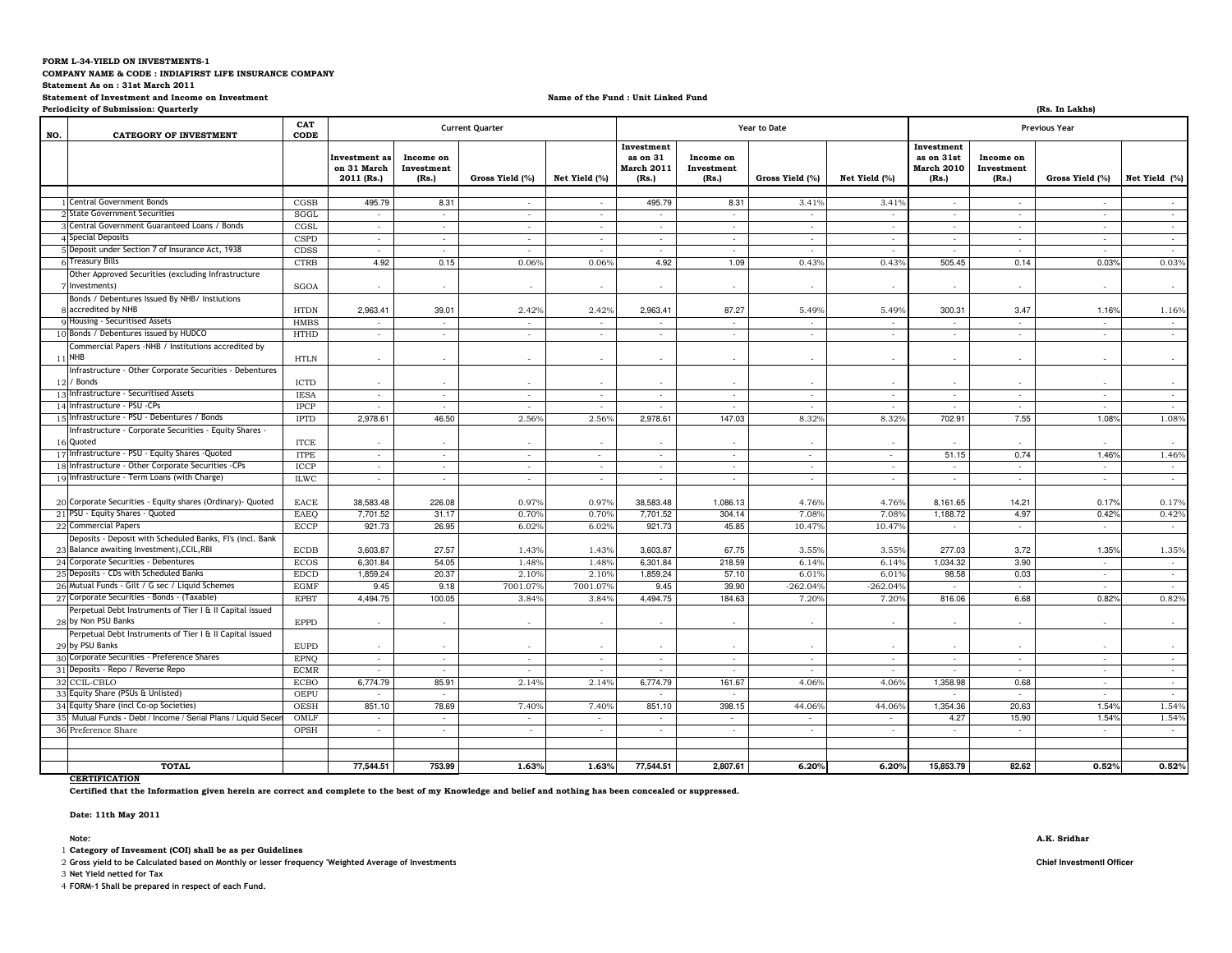**FORM L-34-YIELD ON INVESTMENTS-1**

**COMPANY NAME & CODE : INDIAFIRST LIFE INSURANCE COMPANY**

**Statement As on : 31st March 2011**

**Statement of Investment and Income on Investment** — **Name of the Fund : Unit Linked Fund**

**Periodicity of Submission: Quarterly** — **(Rs. In Lakhs)**

| NO. | CATEGORY OF INVESTMENT | CAT CODE | Current Quarter | | | | Year to Date | | | | Previous Year | | | |
|---|---|---|---|---|---|---|---|---|---|---|---|---|---|---|
| | | | Investment as on 31 March 2011 (Rs.) | Income on Investment (Rs.) | Gross Yield (%) | Net Yield (%) | Investment as on 31 March 2011 (Rs.) | Income on Investment (Rs.) | Gross Yield (%) | Net Yield (%) | Investment as on 31st March 2010 (Rs.) | Income on Investment (Rs.) | Gross Yield (%) | Net Yield (%) |
| 1 | Central Government Bonds | CGSB | 495.79 | 8.31 | - | - | 495.79 | 8.31 | 3.41% | 3.41% | - | - | - | - |
| 2 | State Government Securities | SGGL | - | - | - | - | - | - | - | - | - | - | - | - |
| 3 | Central Government Guaranteed Loans / Bonds | CGSL | - | - | - | - | - | - | - | - | - | - | - | - |
| 4 | Special Deposits | CSPD | - | - | - | - | - | - | - | - | - | - | - | - |
| 5 | Deposit under Section 7 of Insurance Act, 1938 | CDSS | - | - | - | - | - | - | - | - | - | - | - | - |
| 6 | Treasury Bills | CTRB | 4.92 | 0.15 | 0.06% | 0.06% | 4.92 | 1.09 | 0.43% | 0.43% | 505.45 | 0.14 | 0.03% | 0.03% |
| 7 | Other Approved Securities (excluding Infrastructure Investments) | SGOA | - | - | - | - | - | - | - | - | - | - | - | - |
| 8 | Bonds / Debentures Issued By NHB/ Instiutions accredited by NHB | HTDN | 2,963.41 | 39.01 | 2.42% | 2.42% | 2,963.41 | 87.27 | 5.49% | 5.49% | 300.31 | 3.47 | 1.16% | 1.16% |
| 9 | Housing - Securitised Assets | HMBS | - | - | - | - | - | - | - | - | - | - | - | - |
| 10 | Bonds / Debentures issued by HUDCO | HTHD | - | - | - | - | - | - | - | - | - | - | - | - |
| 11 | Commercial Papers -NHB / Institutions accredited by NHB | HTLN | - | - | - | - | - | - | - | - | - | - | - | - |
| 12 | Infrastructure - Other Corporate Securities - Debentures / Bonds | ICTD | - | - | - | - | - | - | - | - | - | - | - | - |
| 13 | Infrastructure - Securitised Assets | IESA | - | - | - | - | - | - | - | - | - | - | - | - |
| 14 | Infrastructure - PSU -CPs | IPCP | - | - | - | - | - | - | - | - | - | - | - | - |
| 15 | Infrastructure - PSU - Debentures / Bonds | IPTD | 2,978.61 | 46.50 | 2.56% | 2.56% | 2,978.61 | 147.03 | 8.32% | 8.32% | 702.91 | 7.55 | 1.08% | 1.08% |
| 16 | Infrastructure - Corporate Securities - Equity Shares - Quoted | ITCE | - | - | - | - | - | - | - | - | - | - | - | - |
| 17 | Infrastructure - PSU - Equity Shares -Quoted | ITPE | - | - | - | - | - | - | - | - | 51.15 | 0.74 | 1.46% | 1.46% |
| 18 | Infrastructure - Other Corporate Securities -CPs | ICCP | - | - | - | - | - | - | - | - | - | - | - | - |
| 19 | Infrastructure - Term Loans (with Charge) | ILWC | - | - | - | - | - | - | - | - | - | - | - | - |
| 20 | Corporate Securities - Equity shares (Ordinary)- Quoted | EACE | 38,583.48 | 226.08 | 0.97% | 0.97% | 38,583.48 | 1,086.13 | 4.76% | 4.76% | 8,161.65 | 14.21 | 0.17% | 0.17% |
| 21 | PSU - Equity Shares - Quoted | EAEQ | 7,701.52 | 31.17 | 0.70% | 0.70% | 7,701.52 | 304.14 | 7.08% | 7.08% | 1,188.72 | 4.97 | 0.42% | 0.42% |
| 22 | Commercial Papers | ECCP | 921.73 | 26.95 | 6.02% | 6.02% | 921.73 | 45.85 | 10.47% | 10.47% | - | - | - | - |
| 23 | Deposits - Deposit with Scheduled Banks, FI's (incl. Bank Balance awaiting Investment),CCIL,RBI | ECDB | 3,603.87 | 27.57 | 1.43% | 1.43% | 3,603.87 | 67.75 | 3.55% | 3.55% | 277.03 | 3.72 | 1.35% | 1.35% |
| 24 | Corporate Securities - Debentures | ECOS | 6,301.84 | 54.05 | 1.48% | 1.48% | 6,301.84 | 218.59 | 6.14% | 6.14% | 1,034.32 | 3.90 | - | - |
| 25 | Deposits - CDs with Scheduled Banks | EDCD | 1,859.24 | 20.37 | 2.10% | 2.10% | 1,859.24 | 57.10 | 6.01% | 6.01% | 98.58 | 0.03 | - | - |
| 26 | Mutual Funds - Gilt / G sec / Liquid Schemes | EGMF | 9.45 | 9.18 | 7001.07% | 7001.07% | 9.45 | 39.90 | -262.04% | -262.04% | - | - | - | - |
| 27 | Corporate Securities - Bonds - (Taxable) | EPBT | 4,494.75 | 100.05 | 3.84% | 3.84% | 4,494.75 | 184.63 | 7.20% | 7.20% | 816.06 | 6.68 | 0.82% | 0.82% |
| 28 | Perpetual Debt Instruments of Tier I & II Capital issued by Non PSU Banks | EPPD | - | - | - | - | - | - | - | - | - | - | - | - |
| 29 | Perpetual Debt Instruments of Tier I & II Capital issued by PSU Banks | EUPD | - | - | - | - | - | - | - | - | - | - | - | - |
| 30 | Corporate Securities - Preference Shares | EPNQ | - | - | - | - | - | - | - | - | - | - | - | - |
| 31 | Deposits - Repo / Reverse Repo | ECMR | - | - | - | - | - | - | - | - | - | - | - | - |
| 32 | CCIL-CBLO | ECBO | 6,774.79 | 85.91 | 2.14% | 2.14% | 6,774.79 | 161.67 | 4.06% | 4.06% | 1,358.98 | 0.68 | - | - |
| 33 | Equity Share (PSUs & Unlisted) | OEPU | - | - | | | - | - | | | - | - | - | - |
| 34 | Equity Share (incl Co-op Societies) | OESH | 851.10 | 78.69 | 7.40% | 7.40% | 851.10 | 398.15 | 44.06% | 44.06% | 1,354.36 | 20.63 | 1.54% | 1.54% |
| 35 | Mutual Funds - Debt / Income / Serial Plans / Liquid Secer | OMLF | - | - | - | - | - | - | - | - | 4.27 | 15.90 | 1.54% | 1.54% |
| 36 | Preference Share | OPSH | - | - | - | - | - | - | - | - | - | - | - | - |
| | **TOTAL** | | **77,544.51** | **753.99** | **1.63%** | **1.63%** | **77,544.51** | **2,807.61** | **6.20%** | **6.20%** | **15,853.79** | **82.62** | **0.52%** | **0.52%** |

**CERTIFICATION**

**Certified that the Information given herein are correct and complete to the best of my Knowledge and belief and nothing has been concealed or suppressed.**

**Date: 11th May 2011**

**A.K. Sridhar**

**Chief Investmentl Officer**

**Note:**

1. **Category of Invesment (COI) shall be as per Guidelines**
2. **Gross yield to be Calculated based on Monthly or lesser frequency 'Weighted Average of Investments**
3. **Net Yield netted for Tax**
4. **FORM-1 Shall be prepared in respect of each Fund.**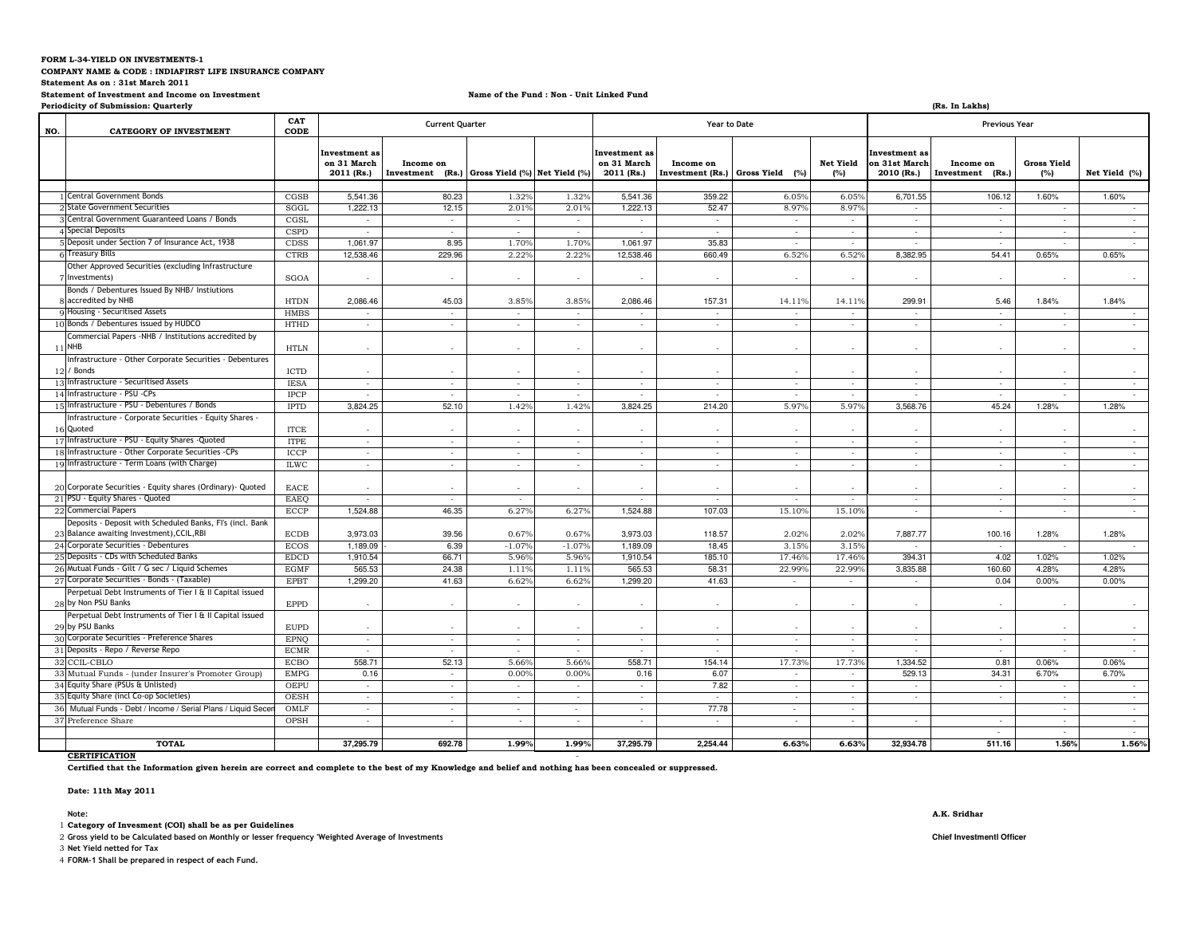**FORM L-34-YIELD ON INVESTMENTS-1**

**COMPANY NAME & CODE : INDIAFIRST LIFE INSURANCE COMPANY**

**Statement As on : 31st March 2011**

**Statement of Investment and Income on Investment** — **Name of the Fund : Non - Unit Linked Fund**

**Periodicity of Submission: Quarterly** — **(Rs. In Lakhs)**

| NO. | CATEGORY OF INVESTMENT | CAT CODE | Current Quarter | | | | Year to Date | | | | Previous Year | | | |
|---|---|---|---|---|---|---|---|---|---|---|---|---|---|---|
| | | | Investment as on 31 March 2011 (Rs.) | Income on Investment (Rs.) | Gross Yield (%) | Net Yield (%) | Investment as on 31 March 2011 (Rs.) | Income on Investment (Rs.) | Gross Yield (%) | Net Yield (%) | Investment as on 31st March 2010 (Rs.) | Income on Investment (Rs.) | Gross Yield (%) | Net Yield (%) |
| 1 | Central Government Bonds | CGSB | 5,541.36 | 80.23 | 1.32% | 1.32% | 5,541.36 | 359.22 | 6.05% | 6.05% | 6,701.55 | 106.12 | 1.60% | 1.60% |
| 2 | State Government Securities | SGGL | 1,222.13 | 12.15 | 2.01% | 2.01% | 1,222.13 | 52.47 | 8.97% | 8.97% | - | - | - | - |
| 3 | Central Government Guaranteed Loans / Bonds | CGSL | - | - | - | - | - | - | - | - | - | - | - | - |
| 4 | Special Deposits | CSPD | - | - | - | - | - | - | - | - | - | - | - | - |
| 5 | Deposit under Section 7 of Insurance Act, 1938 | CDSS | 1,061.97 | 8.95 | 1.70% | 1.70% | 1,061.97 | 35.83 | - | - | - | - | - | - |
| 6 | Treasury Bills | CTRB | 12,538.46 | 229.96 | 2.22% | 2.22% | 12,538.46 | 660.49 | 6.52% | 6.52% | 8,382.95 | 54.41 | 0.65% | 0.65% |
| 7 | Other Approved Securities (excluding Infrastructure Investments) | SGOA | - | - | - | - | - | - | - | - | - | - | - | - |
| 8 | Bonds / Debentures Issued By NHB/ Instiutions accredited by NHB | HTDN | 2,086.46 | 45.03 | 3.85% | 3.85% | 2,086.46 | 157.31 | 14.11% | 14.11% | 299.91 | 5.46 | 1.84% | 1.84% |
| 9 | Housing - Securitised Assets | HMBS | - | - | - | - | - | - | - | - | - | - | - | - |
| 10 | Bonds / Debentures issued by HUDCO | HTHD | - | - | - | - | - | - | - | - | - | - | - | - |
| 11 | Commercial Papers -NHB / Institutions accredited by NHB | HTLN | - | - | - | - | - | - | - | - | - | - | - | - |
| 12 | Infrastructure - Other Corporate Securities - Debentures / Bonds | ICTD | - | - | - | - | - | - | - | - | - | - | - | - |
| 13 | Infrastructure - Securitised Assets | IESA | - | - | - | - | - | - | - | - | - | - | - | - |
| 14 | Infrastructure - PSU -CPs | IPCP | - | - | - | - | - | - | - | - | - | - | - | - |
| 15 | Infrastructure - PSU - Debentures / Bonds | IPTD | 3,824.25 | 52.10 | 1.42% | 1.42% | 3,824.25 | 214.20 | 5.97% | 5.97% | 3,568.76 | 45.24 | 1.28% | 1.28% |
| 16 | Infrastructure - Corporate Securities - Equity Shares - Quoted | ITCE | - | - | - | - | - | - | - | - | - | - | - | - |
| 17 | Infrastructure - PSU - Equity Shares -Quoted | ITPE | - | - | - | - | - | - | - | - | - | - | - | - |
| 18 | Infrastructure - Other Corporate Securities -CPs | ICCP | - | - | - | - | - | - | - | - | - | - | - | - |
| 19 | Infrastructure - Term Loans (with Charge) | ILWC | - | - | - | - | - | - | - | - | - | - | - | - |
| 20 | Corporate Securities - Equity shares (Ordinary)- Quoted | EACE | - | - | - | - | - | - | - | - | - | - | - | - |
| 21 | PSU - Equity Shares - Quoted | EAEQ | - | - | - | | - | - | - | - | - | - | - | - |
| 22 | Commercial Papers | ECCP | 1,524.88 | 46.35 | 6.27% | 6.27% | 1,524.88 | 107.03 | 15.10% | 15.10% | - | - | - | - |
| 23 | Deposits - Deposit with Scheduled Banks, FI's (incl. Bank Balance awaiting Investment),CCIL,RBI | ECDB | 3,973.03 | 39.56 | 0.67% | 0.67% | 3,973.03 | 118.57 | 2.02% | 2.02% | 7,887.77 | 100.16 | 1.28% | 1.28% |
| 24 | Corporate Securities - Debentures | ECOS | 1,189.09 | - 6.39 | -1.07% | -1.07% | 1,189.09 | 18.45 | 3.15% | 3.15% | - | - | - | - |
| 25 | Deposits - CDs with Scheduled Banks | EDCD | 1,910.54 | 66.71 | 5.96% | 5.96% | 1,910.54 | 185.10 | 17.46% | 17.46% | 394.31 | 4.02 | 1.02% | 1.02% |
| 26 | Mutual Funds - Gilt / G sec / Liquid Schemes | EGMF | 565.53 | 24.38 | 1.11% | 1.11% | 565.53 | 58.31 | 22.99% | 22.99% | 3,835.88 | 160.60 | 4.28% | 4.28% |
| 27 | Corporate Securities - Bonds - (Taxable) | EPBT | 1,299.20 | 41.63 | 6.62% | 6.62% | 1,299.20 | 41.63 | - | - | - | 0.04 | 0.00% | 0.00% |
| 28 | Perpetual Debt Instruments of Tier I & II Capital issued by Non PSU Banks | EPPD | - | - | - | - | - | - | - | - | - | - | - | - |
| 29 | Perpetual Debt Instruments of Tier I & II Capital issued by PSU Banks | EUPD | - | - | - | - | - | - | - | - | - | - | - | - |
| 30 | Corporate Securities - Preference Shares | EPNQ | - | - | - | - | - | - | - | - | - | - | - | - |
| 31 | Deposits - Repo / Reverse Repo | ECMR | - | - | - | - | - | - | - | - | - | - | - | - |
| 32 | CCIL-CBLO | ECBO | 558.71 | 52.13 | 5.66% | 5.66% | 558.71 | 154.14 | 17.73% | 17.73% | 1,334.52 | 0.81 | 0.06% | 0.06% |
| 33 | Mutual Funds - (under Insurer's Promoter Group) | EMPG | 0.16 | - | 0.00% | 0.00% | 0.16 | 6.07 | - | - | 529.13 | 34.31 | 6.70% | 6.70% |
| 34 | Equity Share (PSUs & Unlisted) | OEPU | - | - | - | - | - | 7.82 | - | - | - | - | - | - |
| 35 | Equity Share (incl Co-op Societies) | OESH | - | - | - | - | - | - | - | - | - | - | - | - |
| 36 | Mutual Funds - Debt / Income / Serial Plans / Liquid Secer | OMLF | - | - | - | - | - | 77.78 | - | - | | | - | - |
| 37 | Preference Share | OPSH | - | - | - | - | - | - | - | - | - | - | - | - |
| | | | | | | | | | | | | - | - | - |
| | **TOTAL** | | **37,295.79** | **692.78** | **1.99%** | **1.99%** | **37,295.79** | **2,254.44** | **6.63%** | **6.63%** | **32,934.78** | **511.16** | **1.56%** | **1.56%** |

**CERTIFICATION**

**Certified that the Information given herein are correct and complete to the best of my Knowledge and belief and nothing has been concealed or suppressed.**

**Date: 11th May 2011**

**A.K. Sridhar**

**Chief Investmentl Officer**

Note:

1 **Category of Invesment (COI) shall be as per Guidelines**

2 **Gross yield to be Calculated based on Monthly or lesser frequency 'Weighted Average of Investments**

3 **Net Yield netted for Tax**

4 **FORM-1 Shall be prepared in respect of each Fund.**